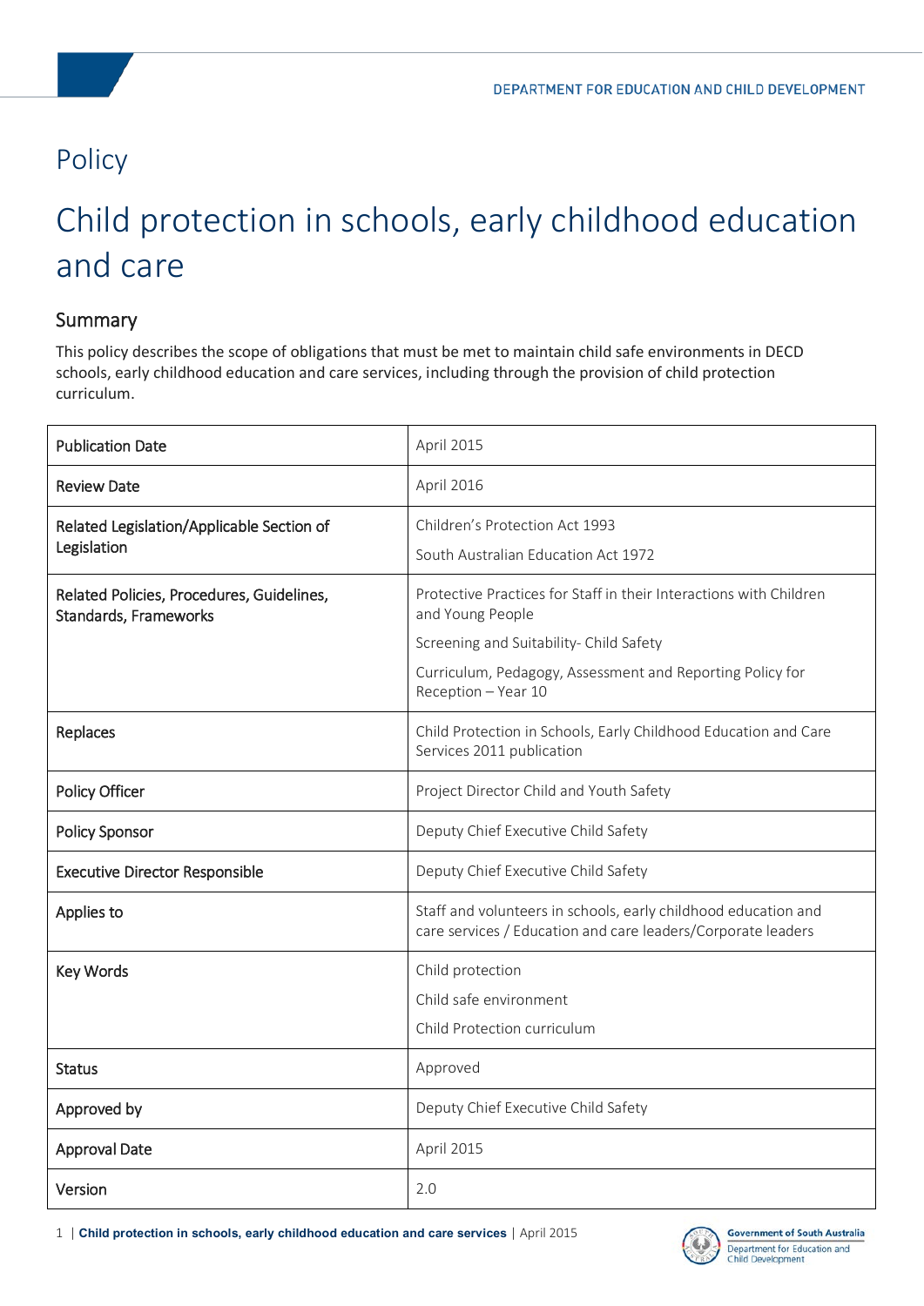# Policy

# Child protection in schools, early childhood education and care

## Summary

This policy describes the scope of obligations that must be met to maintain child safe environments in DECD schools, early childhood education and care services, including through the provision of child protection curriculum.

| | |
|---|---|
| Publication Date | April 2015 |
| Review Date | April 2016 |
| Related Legislation/Applicable Section of Legislation | Children's Protection Act 1993<br>South Australian Education Act 1972 |
| Related Policies, Procedures, Guidelines, Standards, Frameworks | Protective Practices for Staff in their Interactions with Children and Young People<br>Screening and Suitability- Child Safety<br>Curriculum, Pedagogy, Assessment and Reporting Policy for Reception – Year 10 |
| Replaces | Child Protection in Schools, Early Childhood Education and Care Services 2011 publication |
| Policy Officer | Project Director Child and Youth Safety |
| Policy Sponsor | Deputy Chief Executive Child Safety |
| Executive Director Responsible | Deputy Chief Executive Child Safety |
| Applies to | Staff and volunteers in schools, early childhood education and care services / Education and care leaders/Corporate leaders |
| Key Words | Child protection<br>Child safe environment<br>Child Protection curriculum |
| Status | Approved |
| Approved by | Deputy Chief Executive Child Safety |
| Approval Date | April 2015 |
| Version | 2.0 |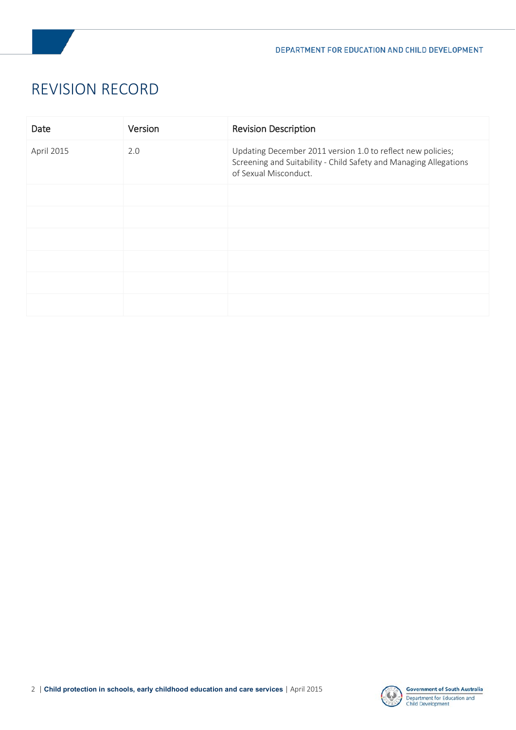# REVISION RECORD

| Date | Version | Revision Description |
|---|---|---|
| April 2015 | 2.0 | Updating December 2011 version 1.0 to reflect new policies; Screening and Suitability - Child Safety and Managing Allegations of Sexual Misconduct. |
| | | |
| | | |
| | | |
| | | |
| | | |
| | | |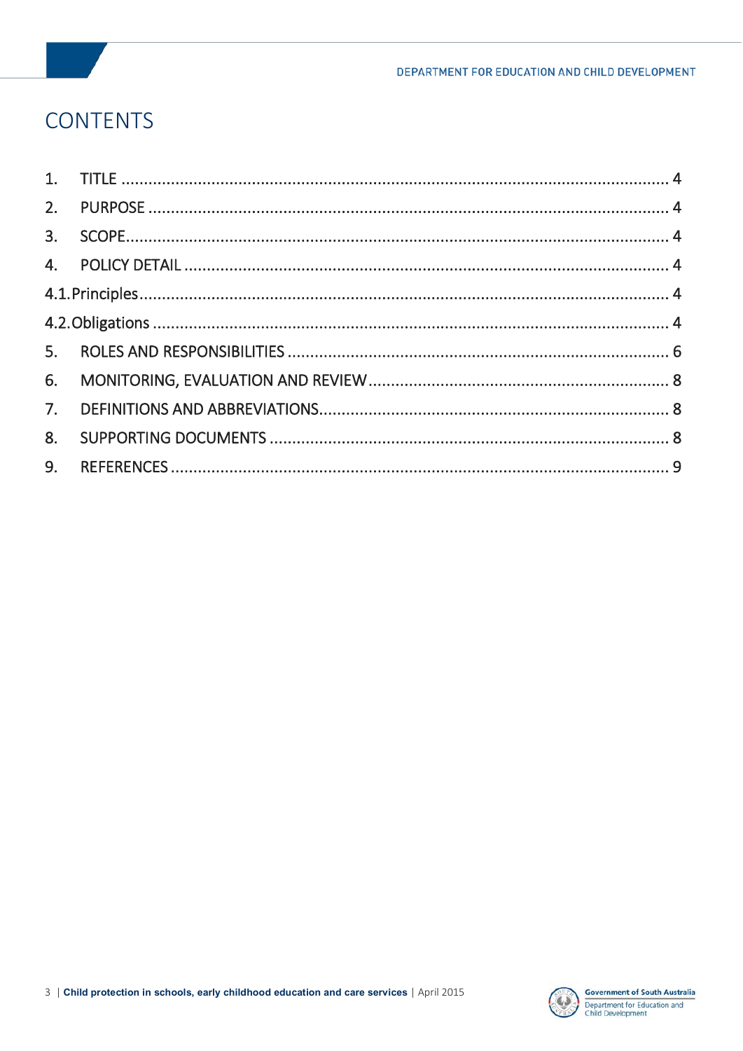# CONTENTS

1. TITLE ..... 4
2. PURPOSE ..... 4
3. SCOPE ..... 4
4. POLICY DETAIL ..... 4

4.1. Principles ..... 4

4.2. Obligations ..... 4

5. ROLES AND RESPONSIBILITIES ..... 6
6. MONITORING, EVALUATION AND REVIEW ..... 8
7. DEFINITIONS AND ABBREVIATIONS ..... 8
8. SUPPORTING DOCUMENTS ..... 8
9. REFERENCES ..... 9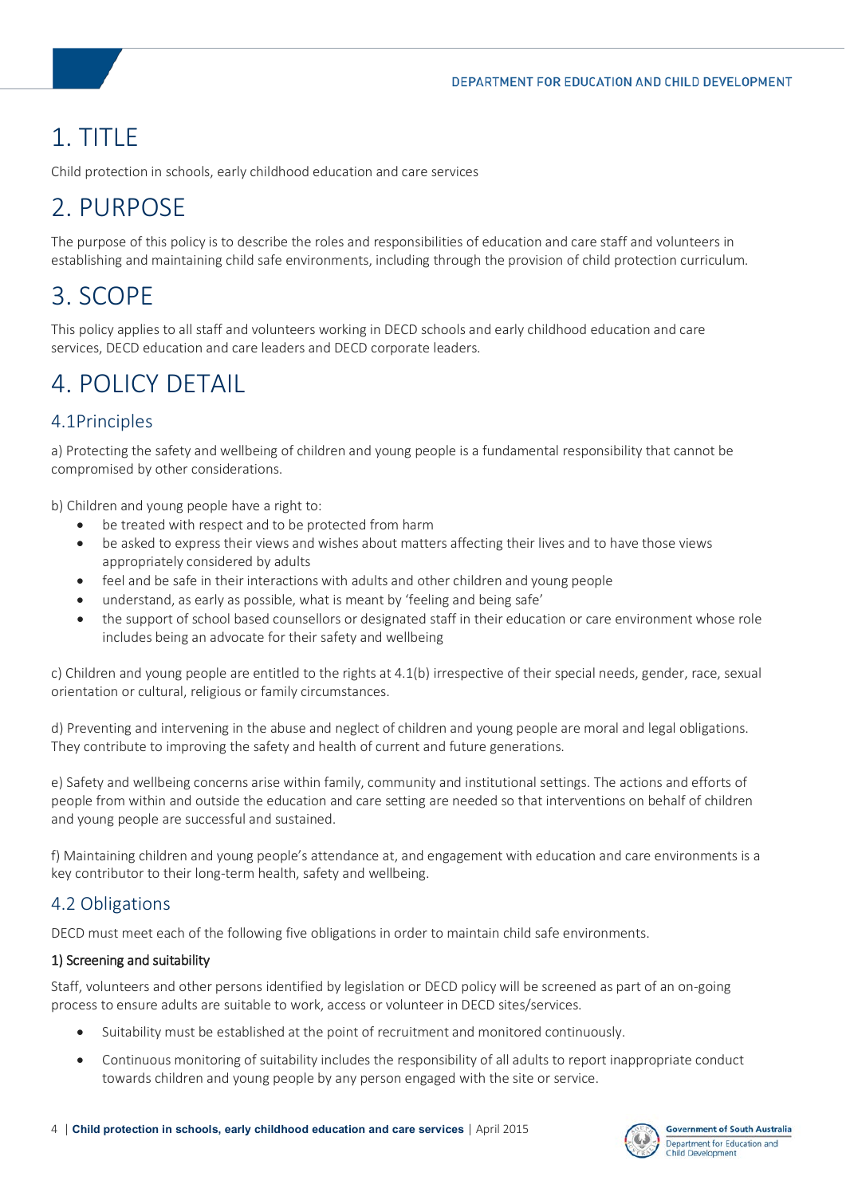# 1. TITLE

Child protection in schools, early childhood education and care services

# 2. PURPOSE

The purpose of this policy is to describe the roles and responsibilities of education and care staff and volunteers in establishing and maintaining child safe environments, including through the provision of child protection curriculum.

# 3. SCOPE

This policy applies to all staff and volunteers working in DECD schools and early childhood education and care services, DECD education and care leaders and DECD corporate leaders.

# 4. POLICY DETAIL

## 4.1Principles

a) Protecting the safety and wellbeing of children and young people is a fundamental responsibility that cannot be compromised by other considerations.

b) Children and young people have a right to:

- be treated with respect and to be protected from harm
- be asked to express their views and wishes about matters affecting their lives and to have those views appropriately considered by adults
- feel and be safe in their interactions with adults and other children and young people
- understand, as early as possible, what is meant by 'feeling and being safe'
- the support of school based counsellors or designated staff in their education or care environment whose role includes being an advocate for their safety and wellbeing

c) Children and young people are entitled to the rights at 4.1(b) irrespective of their special needs, gender, race, sexual orientation or cultural, religious or family circumstances.

d) Preventing and intervening in the abuse and neglect of children and young people are moral and legal obligations. They contribute to improving the safety and health of current and future generations.

e) Safety and wellbeing concerns arise within family, community and institutional settings. The actions and efforts of people from within and outside the education and care setting are needed so that interventions on behalf of children and young people are successful and sustained.

f) Maintaining children and young people's attendance at, and engagement with education and care environments is a key contributor to their long-term health, safety and wellbeing.

## 4.2 Obligations

DECD must meet each of the following five obligations in order to maintain child safe environments.

**1) Screening and suitability**

Staff, volunteers and other persons identified by legislation or DECD policy will be screened as part of an on-going process to ensure adults are suitable to work, access or volunteer in DECD sites/services.

- Suitability must be established at the point of recruitment and monitored continuously.
- Continuous monitoring of suitability includes the responsibility of all adults to report inappropriate conduct towards children and young people by any person engaged with the site or service.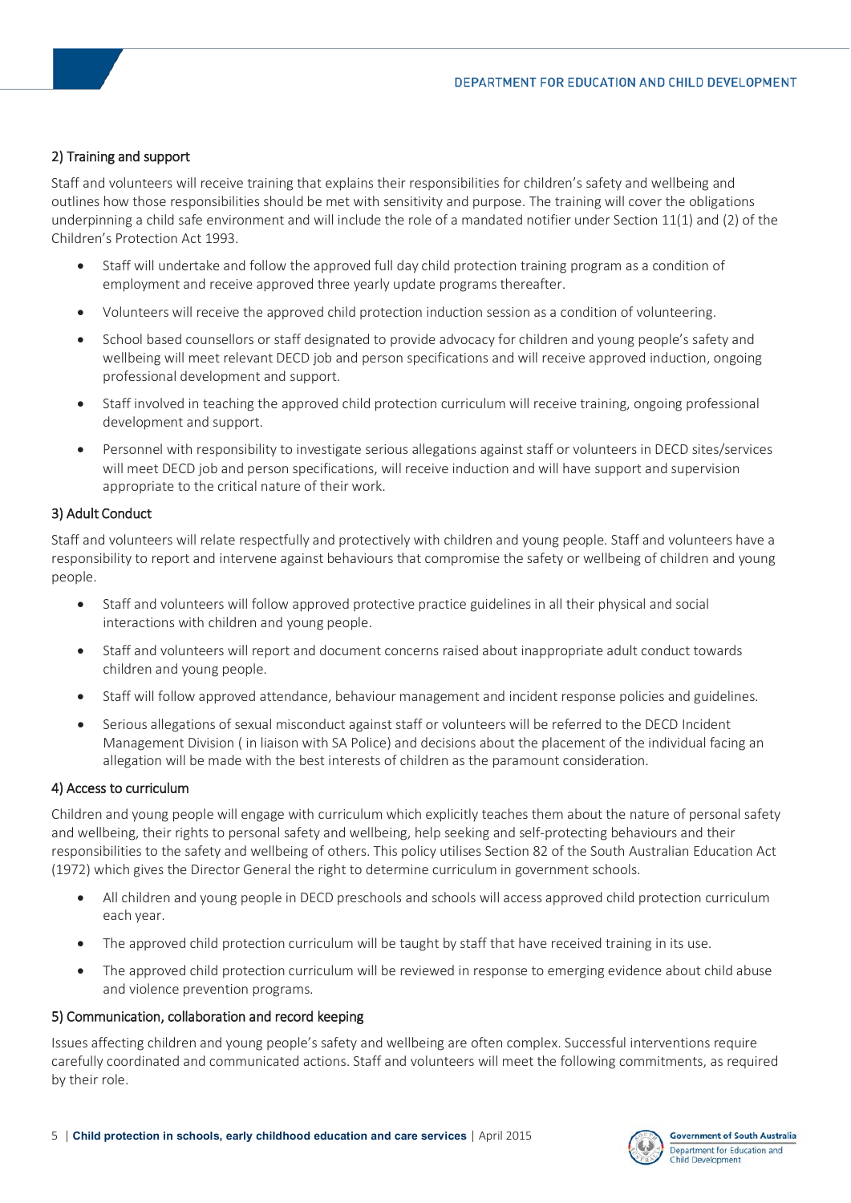### 2) Training and support

Staff and volunteers will receive training that explains their responsibilities for children's safety and wellbeing and outlines how those responsibilities should be met with sensitivity and purpose. The training will cover the obligations underpinning a child safe environment and will include the role of a mandated notifier under Section 11(1) and (2) of the Children's Protection Act 1993.

- Staff will undertake and follow the approved full day child protection training program as a condition of employment and receive approved three yearly update programs thereafter.
- Volunteers will receive the approved child protection induction session as a condition of volunteering.
- School based counsellors or staff designated to provide advocacy for children and young people's safety and wellbeing will meet relevant DECD job and person specifications and will receive approved induction, ongoing professional development and support.
- Staff involved in teaching the approved child protection curriculum will receive training, ongoing professional development and support.
- Personnel with responsibility to investigate serious allegations against staff or volunteers in DECD sites/services will meet DECD job and person specifications, will receive induction and will have support and supervision appropriate to the critical nature of their work.

### 3) Adult Conduct

Staff and volunteers will relate respectfully and protectively with children and young people. Staff and volunteers have a responsibility to report and intervene against behaviours that compromise the safety or wellbeing of children and young people.

- Staff and volunteers will follow approved protective practice guidelines in all their physical and social interactions with children and young people.
- Staff and volunteers will report and document concerns raised about inappropriate adult conduct towards children and young people.
- Staff will follow approved attendance, behaviour management and incident response policies and guidelines.
- Serious allegations of sexual misconduct against staff or volunteers will be referred to the DECD Incident Management Division ( in liaison with SA Police) and decisions about the placement of the individual facing an allegation will be made with the best interests of children as the paramount consideration.

### 4) Access to curriculum

Children and young people will engage with curriculum which explicitly teaches them about the nature of personal safety and wellbeing, their rights to personal safety and wellbeing, help seeking and self-protecting behaviours and their responsibilities to the safety and wellbeing of others. This policy utilises Section 82 of the South Australian Education Act (1972) which gives the Director General the right to determine curriculum in government schools.

- All children and young people in DECD preschools and schools will access approved child protection curriculum each year.
- The approved child protection curriculum will be taught by staff that have received training in its use.
- The approved child protection curriculum will be reviewed in response to emerging evidence about child abuse and violence prevention programs.

### 5) Communication, collaboration and record keeping

Issues affecting children and young people's safety and wellbeing are often complex. Successful interventions require carefully coordinated and communicated actions. Staff and volunteers will meet the following commitments, as required by their role.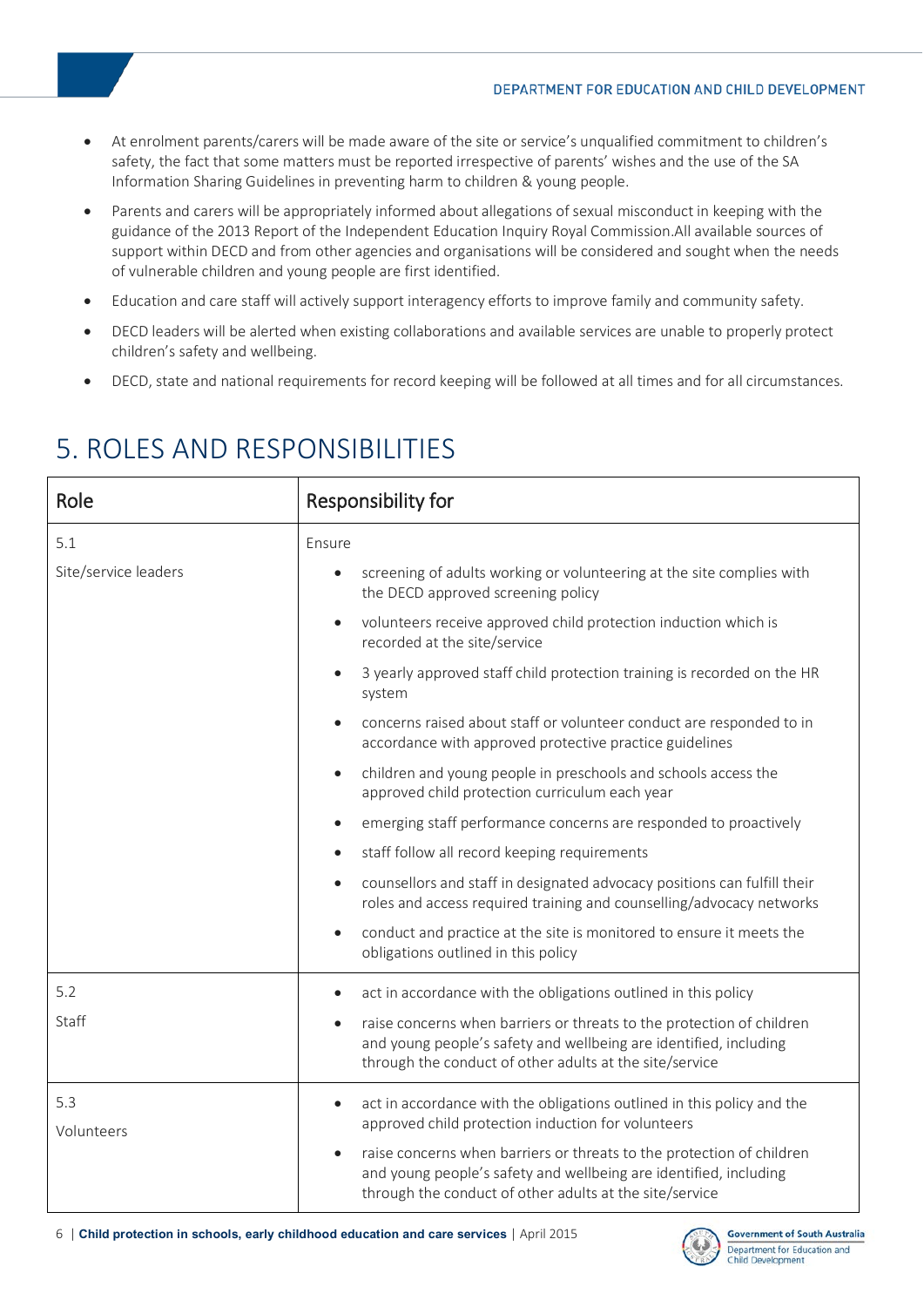- At enrolment parents/carers will be made aware of the site or service's unqualified commitment to children's safety, the fact that some matters must be reported irrespective of parents' wishes and the use of the SA Information Sharing Guidelines in preventing harm to children & young people.
- Parents and carers will be appropriately informed about allegations of sexual misconduct in keeping with the guidance of the 2013 Report of the Independent Education Inquiry Royal Commission.All available sources of support within DECD and from other agencies and organisations will be considered and sought when the needs of vulnerable children and young people are first identified.
- Education and care staff will actively support interagency efforts to improve family and community safety.
- DECD leaders will be alerted when existing collaborations and available services are unable to properly protect children's safety and wellbeing.
- DECD, state and national requirements for record keeping will be followed at all times and for all circumstances.

# 5. ROLES AND RESPONSIBILITIES

| Role | Responsibility for |
|---|---|
| 5.1<br>Site/service leaders | Ensure<br>• screening of adults working or volunteering at the site complies with the DECD approved screening policy<br>• volunteers receive approved child protection induction which is recorded at the site/service<br>• 3 yearly approved staff child protection training is recorded on the HR system<br>• concerns raised about staff or volunteer conduct are responded to in accordance with approved protective practice guidelines<br>• children and young people in preschools and schools access the approved child protection curriculum each year<br>• emerging staff performance concerns are responded to proactively<br>• staff follow all record keeping requirements<br>• counsellors and staff in designated advocacy positions can fulfill their roles and access required training and counselling/advocacy networks<br>• conduct and practice at the site is monitored to ensure it meets the obligations outlined in this policy |
| 5.2<br>Staff | • act in accordance with the obligations outlined in this policy<br>• raise concerns when barriers or threats to the protection of children and young people's safety and wellbeing are identified, including through the conduct of other adults at the site/service |
| 5.3<br>Volunteers | • act in accordance with the obligations outlined in this policy and the approved child protection induction for volunteers<br>• raise concerns when barriers or threats to the protection of children and young people's safety and wellbeing are identified, including through the conduct of other adults at the site/service |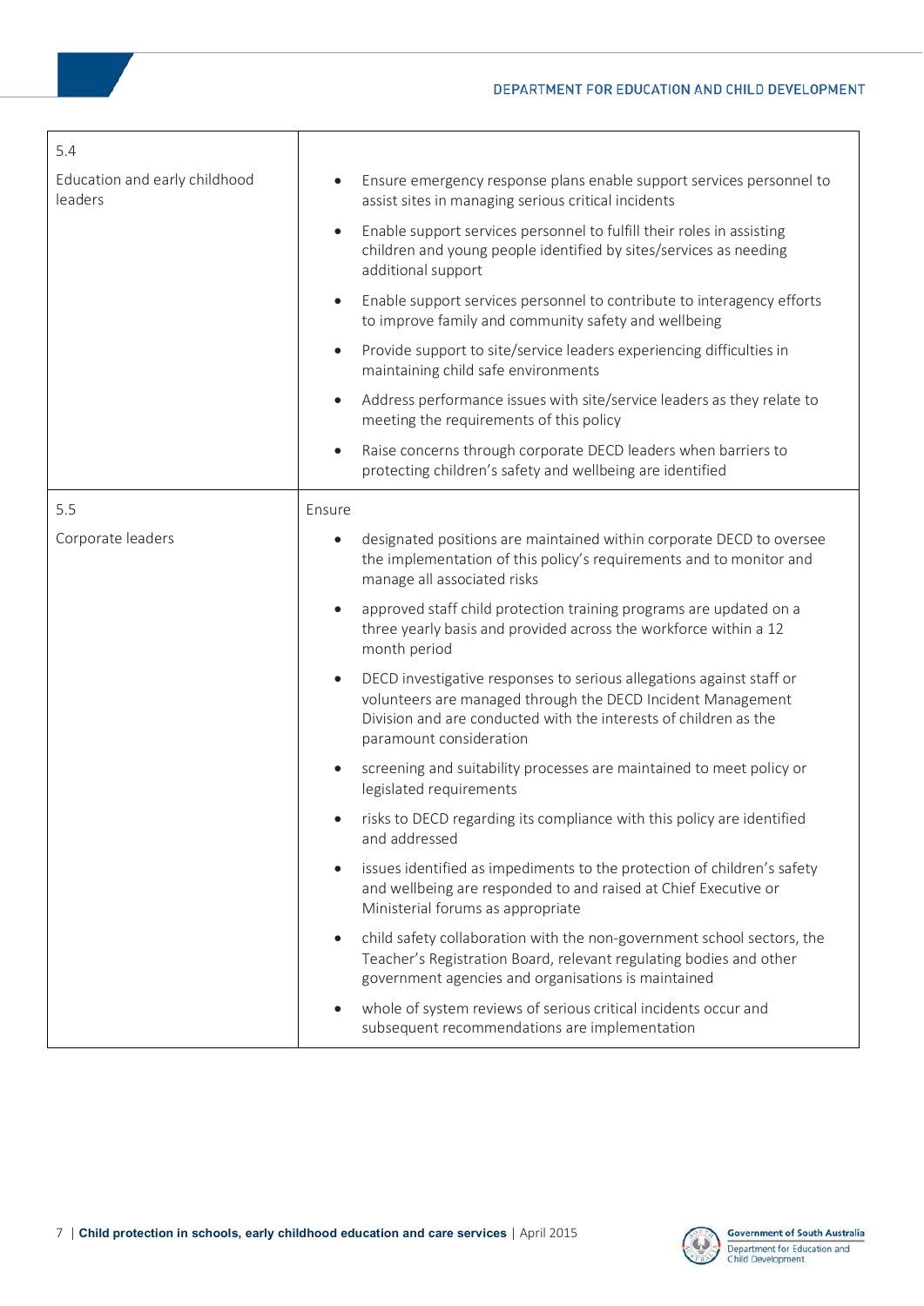| | |
|---|---|
| 5.4<br><br>Education and early childhood leaders | • Ensure emergency response plans enable support services personnel to assist sites in managing serious critical incidents<br>• Enable support services personnel to fulfill their roles in assisting children and young people identified by sites/services as needing additional support<br>• Enable support services personnel to contribute to interagency efforts to improve family and community safety and wellbeing<br>• Provide support to site/service leaders experiencing difficulties in maintaining child safe environments<br>• Address performance issues with site/service leaders as they relate to meeting the requirements of this policy<br>• Raise concerns through corporate DECD leaders when barriers to protecting children's safety and wellbeing are identified |
| 5.5<br><br>Corporate leaders | Ensure<br>• designated positions are maintained within corporate DECD to oversee the implementation of this policy's requirements and to monitor and manage all associated risks<br>• approved staff child protection training programs are updated on a three yearly basis and provided across the workforce within a 12 month period<br>• DECD investigative responses to serious allegations against staff or volunteers are managed through the DECD Incident Management Division and are conducted with the interests of children as the paramount consideration<br>• screening and suitability processes are maintained to meet policy or legislated requirements<br>• risks to DECD regarding its compliance with this policy are identified and addressed<br>• issues identified as impediments to the protection of children's safety and wellbeing are responded to and raised at Chief Executive or Ministerial forums as appropriate<br>• child safety collaboration with the non-government school sectors, the Teacher's Registration Board, relevant regulating bodies and other government agencies and organisations is maintained<br>• whole of system reviews of serious critical incidents occur and subsequent recommendations are implementation |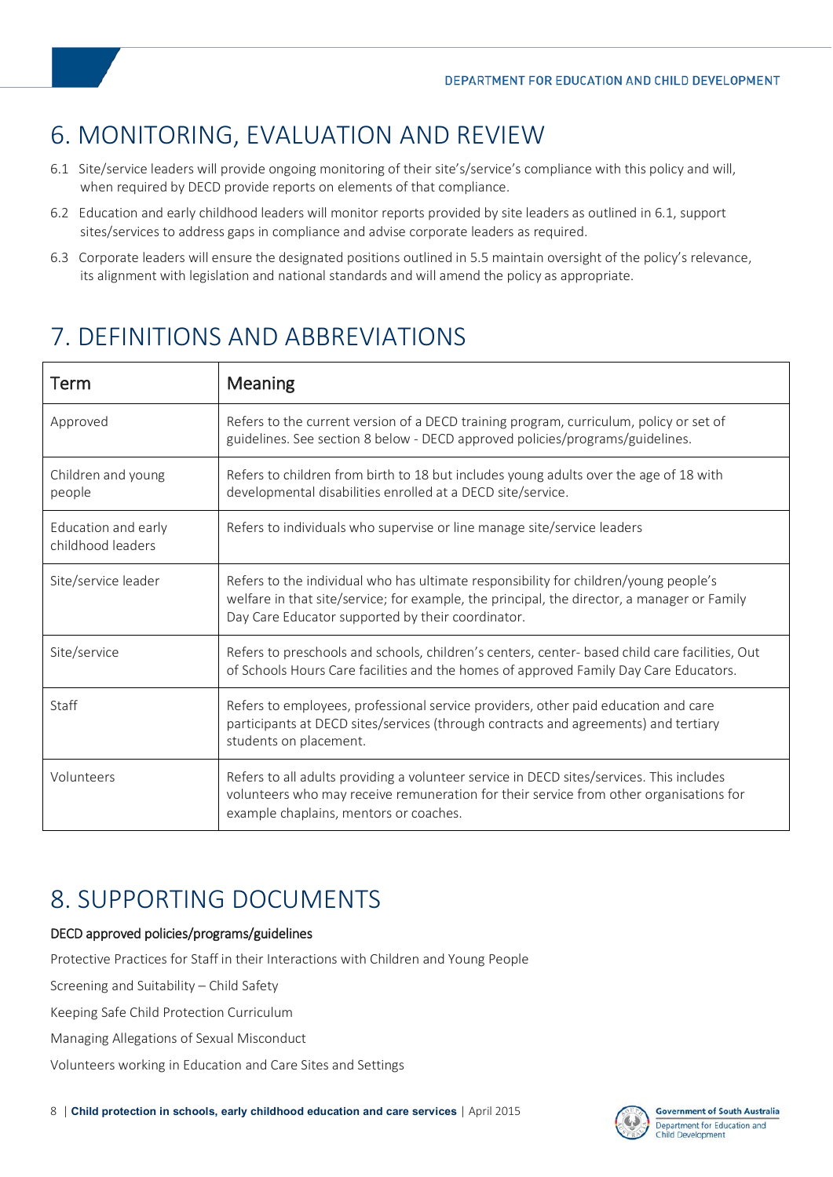# 6. MONITORING, EVALUATION AND REVIEW

6.1 Site/service leaders will provide ongoing monitoring of their site's/service's compliance with this policy and will, when required by DECD provide reports on elements of that compliance.

6.2 Education and early childhood leaders will monitor reports provided by site leaders as outlined in 6.1, support sites/services to address gaps in compliance and advise corporate leaders as required.

6.3 Corporate leaders will ensure the designated positions outlined in 5.5 maintain oversight of the policy's relevance, its alignment with legislation and national standards and will amend the policy as appropriate.

# 7. DEFINITIONS AND ABBREVIATIONS

| Term | Meaning |
|---|---|
| Approved | Refers to the current version of a DECD training program, curriculum, policy or set of guidelines. See section 8 below - DECD approved policies/programs/guidelines. |
| Children and young people | Refers to children from birth to 18 but includes young adults over the age of 18 with developmental disabilities enrolled at a DECD site/service. |
| Education and early childhood leaders | Refers to individuals who supervise or line manage site/service leaders |
| Site/service leader | Refers to the individual who has ultimate responsibility for children/young people's welfare in that site/service; for example, the principal, the director, a manager or Family Day Care Educator supported by their coordinator. |
| Site/service | Refers to preschools and schools, children's centers, center- based child care facilities, Out of Schools Hours Care facilities and the homes of approved Family Day Care Educators. |
| Staff | Refers to employees, professional service providers, other paid education and care participants at DECD sites/services (through contracts and agreements) and tertiary students on placement. |
| Volunteers | Refers to all adults providing a volunteer service in DECD sites/services. This includes volunteers who may receive remuneration for their service from other organisations for example chaplains, mentors or coaches. |

# 8. SUPPORTING DOCUMENTS

**DECD approved policies/programs/guidelines**

Protective Practices for Staff in their Interactions with Children and Young People

Screening and Suitability – Child Safety

Keeping Safe Child Protection Curriculum

Managing Allegations of Sexual Misconduct

Volunteers working in Education and Care Sites and Settings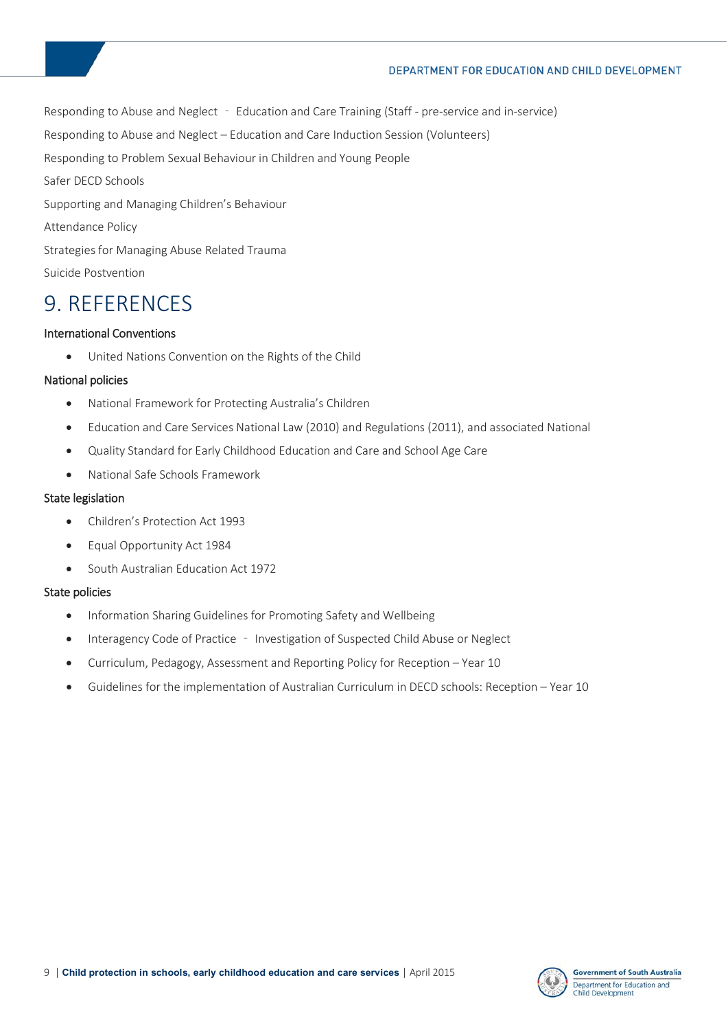Responding to Abuse and Neglect - Education and Care Training (Staff - pre-service and in-service)

Responding to Abuse and Neglect – Education and Care Induction Session (Volunteers)

Responding to Problem Sexual Behaviour in Children and Young People

Safer DECD Schools

Supporting and Managing Children's Behaviour

Attendance Policy

Strategies for Managing Abuse Related Trauma

Suicide Postvention

# 9. REFERENCES

### International Conventions

- United Nations Convention on the Rights of the Child

### National policies

- National Framework for Protecting Australia's Children
- Education and Care Services National Law (2010) and Regulations (2011), and associated National
- Quality Standard for Early Childhood Education and Care and School Age Care
- National Safe Schools Framework

### State legislation

- Children's Protection Act 1993
- Equal Opportunity Act 1984
- South Australian Education Act 1972

### State policies

- Information Sharing Guidelines for Promoting Safety and Wellbeing
- Interagency Code of Practice - Investigation of Suspected Child Abuse or Neglect
- Curriculum, Pedagogy, Assessment and Reporting Policy for Reception – Year 10
- Guidelines for the implementation of Australian Curriculum in DECD schools: Reception – Year 10